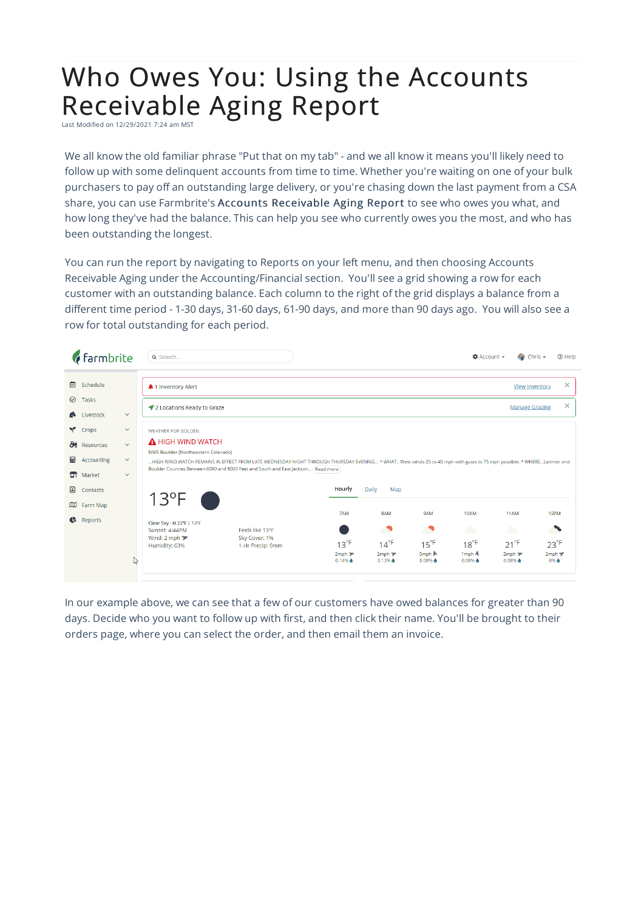# Who Owes You: Using the Accounts Receivable Aging Report

Last Modified on 12/29/2021 7:24 am MST

We all know the old familiar phrase "Put that on my tab" - and we all know it means you'll likely need to follow up with some delinquent accounts from time to time. Whether you're waiting on one of your bulk purchasers to pay off an outstanding large delivery, or you're chasing down the last payment from a CSA share, you can use Farmbrite's **Accounts Receivable Aging Report** to see who owes you what, and how long they've had the balance. This can help you see who currently owes you the most, and who has been outstanding the longest.

You can run the report by navigating to Reports on your left menu, and then choosing Accounts Receivable Aging under the Accounting/Financial section. You'll see a grid showing a row for each customer with an outstanding balance. Each column to the right of the grid displays a balance from a different time period - 1-30 days, 31-60 days, 61-90 days, and more than 90 days ago. You will also see a row for total outstanding for each period.

In our example above, we can see that a few of our customers have owed balances for greater than 90 days. Decide who you want to follow up with first, and then click their name. You'll be brought to their orders page, where you can select the order, and then email them an invoice.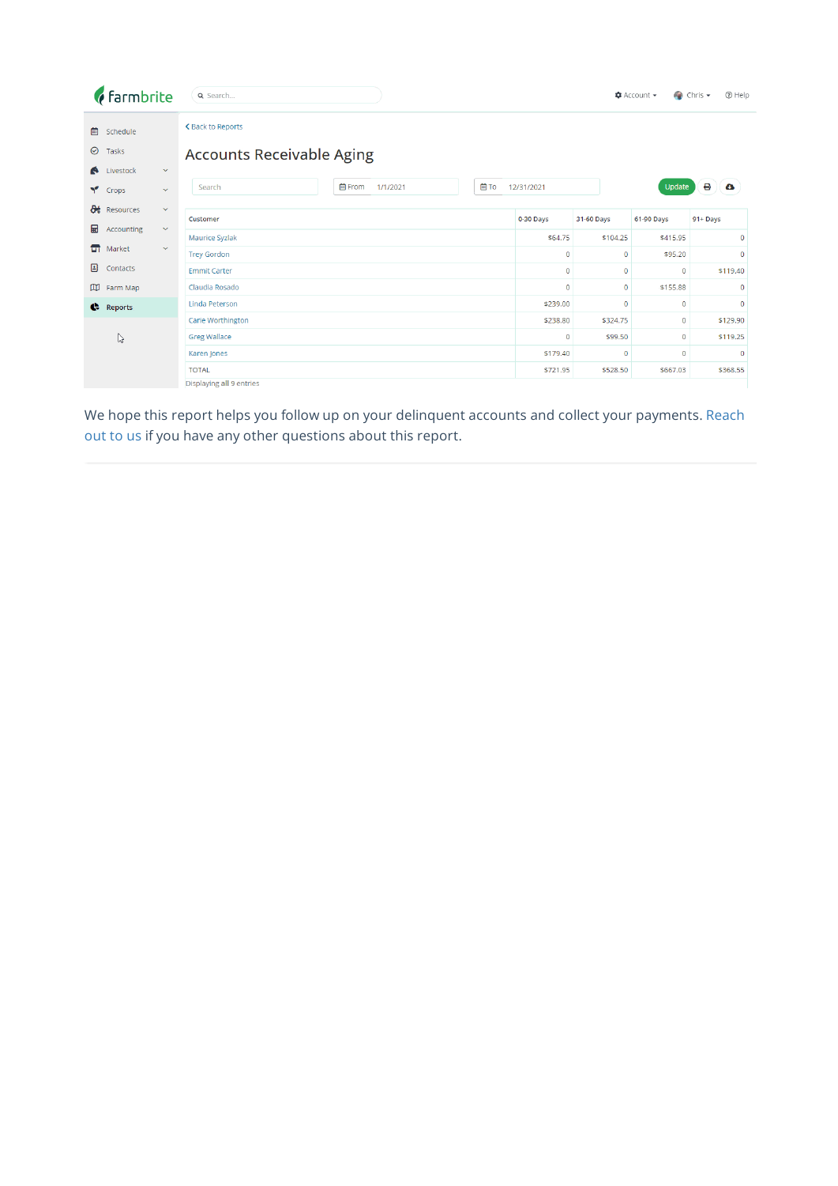< Back to Reports

# Accounts Receivable Aging

Search | From 1/1/2021 | To 12/31/2021 | Update

| Customer | 0-30 Days | 31-60 Days | 61-90 Days | 91+ Days |
|---|---|---|---|---|
| Maurice Syzlak | $64.75 | $104.25 | $415.95 | 0 |
| Trey Gordon | 0 | 0 | $95.20 | 0 |
| Emmit Carter | 0 | 0 | 0 | $119.40 |
| Claudia Rosado | 0 | 0 | $155.88 | 0 |
| Linda Peterson | $239.00 | 0 | 0 | 0 |
| Carie Worthington | $238.80 | $324.75 | 0 | $129.90 |
| Greg Wallace | 0 | $99.50 | 0 | $119.25 |
| Karen Jones | $179.40 | 0 | 0 | 0 |
| TOTAL | $721.95 | $528.50 | $667.03 | $368.55 |

Displaying all 9 entries

We hope this report helps you follow up on your delinquent accounts and collect your payments. Reach out to us if you have any other questions about this report.